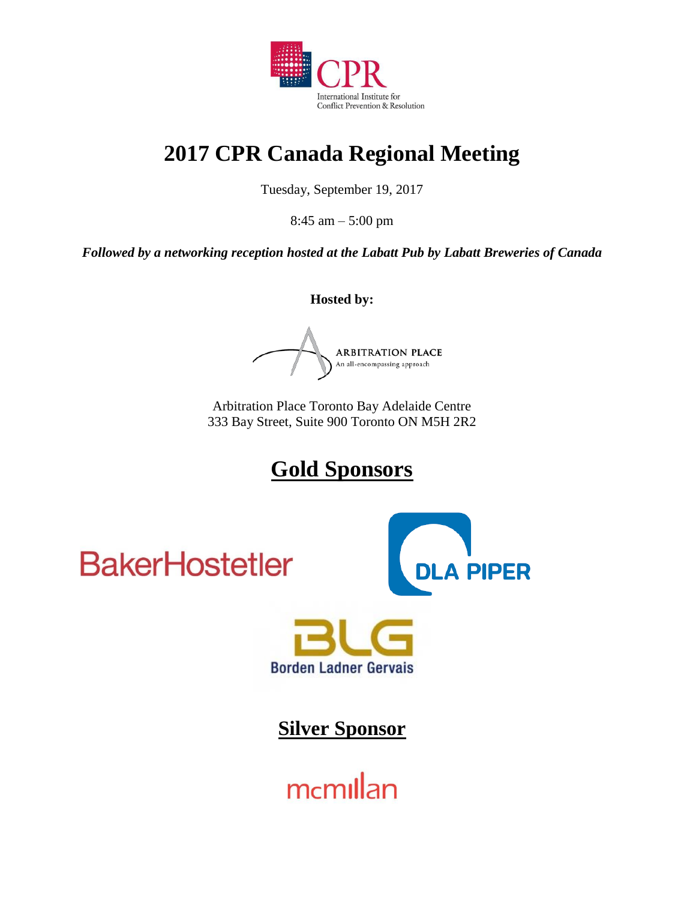CPR

International Institute for Conflict Prevention & Resolution

# 2017 CPR Canada Regional Meeting

Tuesday, September 19, 2017

8:45 am – 5:00 pm

***Followed by a networking reception hosted at the Labatt Pub by Labatt Breweries of Canada***

**Hosted by:**

ARBITRATION PLACE
An all-encompassing approach

Arbitration Place Toronto Bay Adelaide Centre
333 Bay Street, Suite 900 Toronto ON M5H 2R2

## Gold Sponsors

BakerHostetler

DLA PIPER

BLG
Borden Ladner Gervais

## Silver Sponsor

mcmillan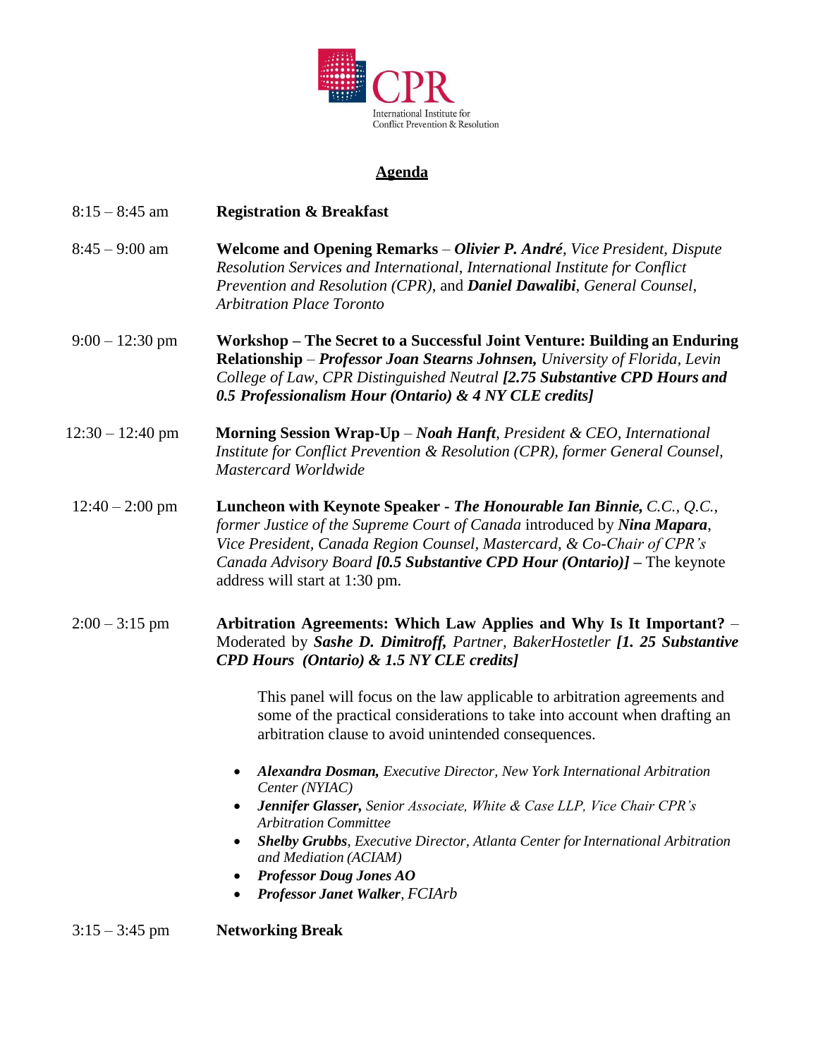CPR

International Institute for Conflict Prevention & Resolution

## Agenda

| | |
|---|---|
| 8:15 – 8:45 am | **Registration & Breakfast** |
| 8:45 – 9:00 am | **Welcome and Opening Remarks** – ***Olivier P. André***, *Vice President, Dispute Resolution Services and International, International Institute for Conflict Prevention and Resolution (CPR),* and ***Daniel Dawalibi***, *General Counsel, Arbitration Place Toronto* |
| 9:00 – 12:30 pm | **Workshop – The Secret to a Successful Joint Venture: Building an Enduring Relationship** – ***Professor Joan Stearns Johnsen,*** *University of Florida, Levin College of Law, CPR Distinguished Neutral* ***[2.75 Substantive CPD Hours and 0.5 Professionalism Hour (Ontario) & 4 NY CLE credits]*** |
| 12:30 – 12:40 pm | **Morning Session Wrap-Up** – ***Noah Hanft***, *President & CEO, International Institute for Conflict Prevention & Resolution (CPR), former General Counsel, Mastercard Worldwide* |
| 12:40 – 2:00 pm | **Luncheon with Keynote Speaker -** ***The Honourable Ian Binnie,*** *C.C., Q.C., former Justice of the Supreme Court of Canada* introduced by ***Nina Mapara***, *Vice President, Canada Region Counsel, Mastercard, & Co-Chair of CPR's Canada Advisory Board* ***[0.5 Substantive CPD Hour (Ontario)]*** **–** The keynote address will start at 1:30 pm. |
| 2:00 – 3:15 pm | **Arbitration Agreements: Which Law Applies and Why Is It Important?** – Moderated by ***Sashe D. Dimitroff,*** *Partner, BakerHostetler* ***[1. 25 Substantive CPD Hours (Ontario) & 1.5 NY CLE credits]*** |

This panel will focus on the law applicable to arbitration agreements and some of the practical considerations to take into account when drafting an arbitration clause to avoid unintended consequences.

- ***Alexandra Dosman,*** *Executive Director, New York International Arbitration Center (NYIAC)*
- ***Jennifer Glasser,*** *Senior Associate, White & Case LLP, Vice Chair CPR's Arbitration Committee*
- ***Shelby Grubbs***, *Executive Director, Atlanta Center for International Arbitration and Mediation (ACIAM)*
- ***Professor Doug Jones AO***
- ***Professor Janet Walker***, *FCIArb*

| | |
|---|---|
| 3:15 – 3:45 pm | **Networking Break** |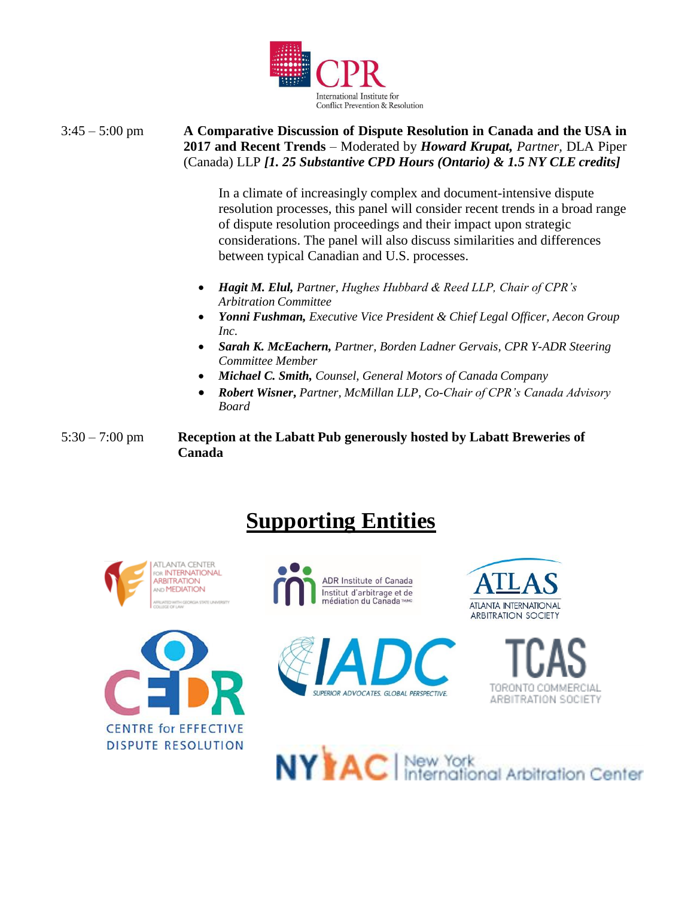3:45 – 5:00 pm **A Comparative Discussion of Dispute Resolution in Canada and the USA in 2017 and Recent Trends** – Moderated by ***Howard Krupat,*** *Partner,* DLA Piper (Canada) LLP ***[1. 25 Substantive CPD Hours (Ontario) & 1.5 NY CLE credits]***

In a climate of increasingly complex and document-intensive dispute resolution processes, this panel will consider recent trends in a broad range of dispute resolution proceedings and their impact upon strategic considerations. The panel will also discuss similarities and differences between typical Canadian and U.S. processes.

- ***Hagit M. Elul,*** *Partner, Hughes Hubbard & Reed LLP, Chair of CPR's Arbitration Committee*
- ***Yonni Fushman,*** *Executive Vice President & Chief Legal Officer, Aecon Group Inc.*
- ***Sarah K. McEachern,*** *Partner, Borden Ladner Gervais, CPR Y-ADR Steering Committee Member*
- ***Michael C. Smith,*** *Counsel, General Motors of Canada Company*
- ***Robert Wisner,*** *Partner, McMillan LLP, Co-Chair of CPR's Canada Advisory Board*

5:30 – 7:00 pm **Reception at the Labatt Pub generously hosted by Labatt Breweries of Canada**

## Supporting Entities

Atlanta Center for International Arbitration and Mediation (Affiliated with Georgia State University College of Law)

ADR Institute of Canada / Institut d'arbitrage et de médiation du Canada

ATLAS – Atlanta International Arbitration Society

CEDR – Centre for Effective Dispute Resolution

IADC – Superior Advocates. Global Perspective.

TCAS – Toronto Commercial Arbitration Society

NYIAC – New York International Arbitration Center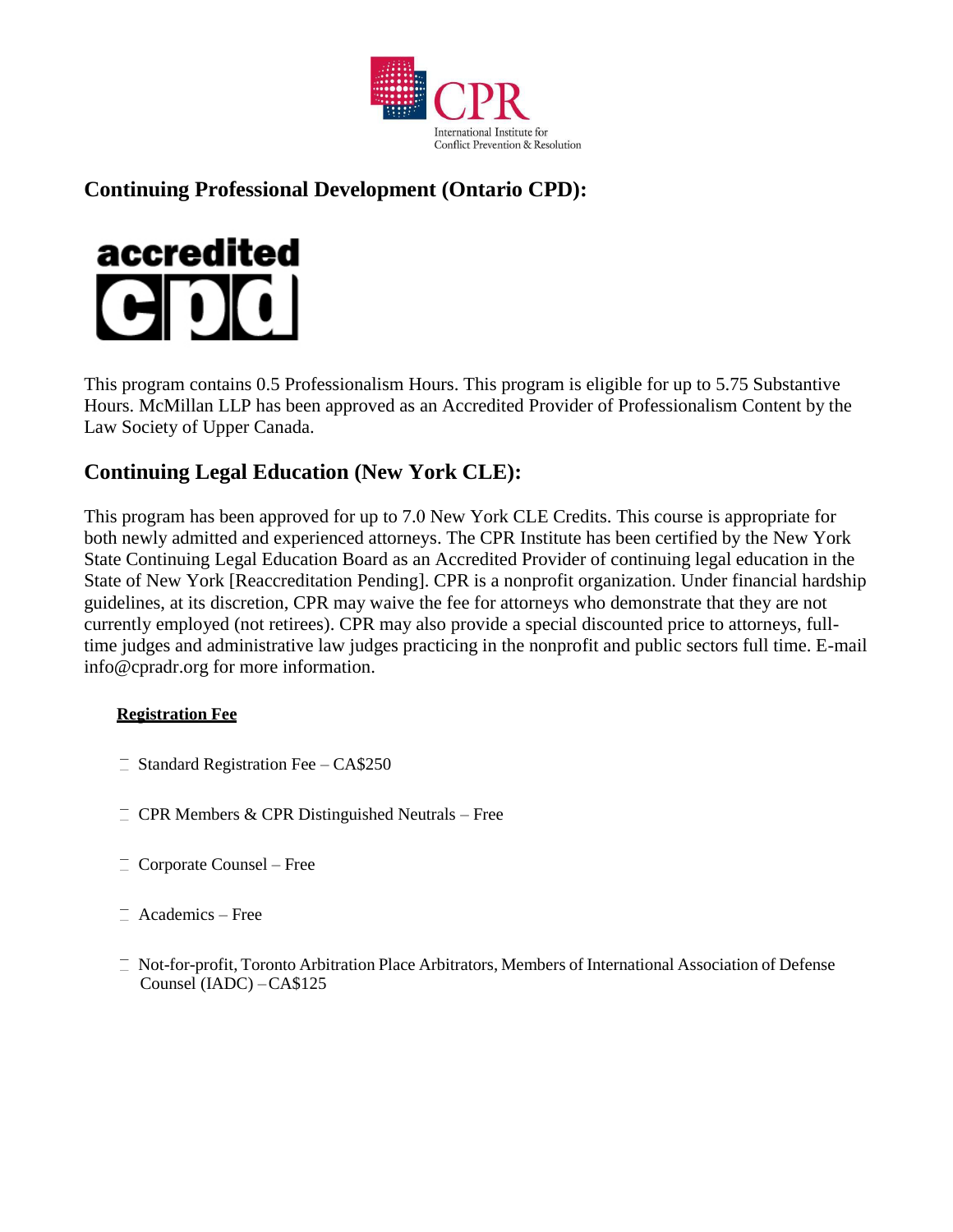## Continuing Professional Development (Ontario CPD):

This program contains 0.5 Professionalism Hours. This program is eligible for up to 5.75 Substantive Hours. McMillan LLP has been approved as an Accredited Provider of Professionalism Content by the Law Society of Upper Canada.

## Continuing Legal Education (New York CLE):

This program has been approved for up to 7.0 New York CLE Credits. This course is appropriate for both newly admitted and experienced attorneys. The CPR Institute has been certified by the New York State Continuing Legal Education Board as an Accredited Provider of continuing legal education in the State of New York [Reaccreditation Pending]. CPR is a nonprofit organization. Under financial hardship guidelines, at its discretion, CPR may waive the fee for attorneys who demonstrate that they are not currently employed (not retirees). CPR may also provide a special discounted price to attorneys, full-time judges and administrative law judges practicing in the nonprofit and public sectors full time. E-mail info@cpradr.org for more information.

**Registration Fee**

- Standard Registration Fee – CA$250
- CPR Members & CPR Distinguished Neutrals – Free
- Corporate Counsel – Free
- Academics – Free
- Not-for-profit, Toronto Arbitration Place Arbitrators, Members of International Association of Defense Counsel (IADC) – CA$125